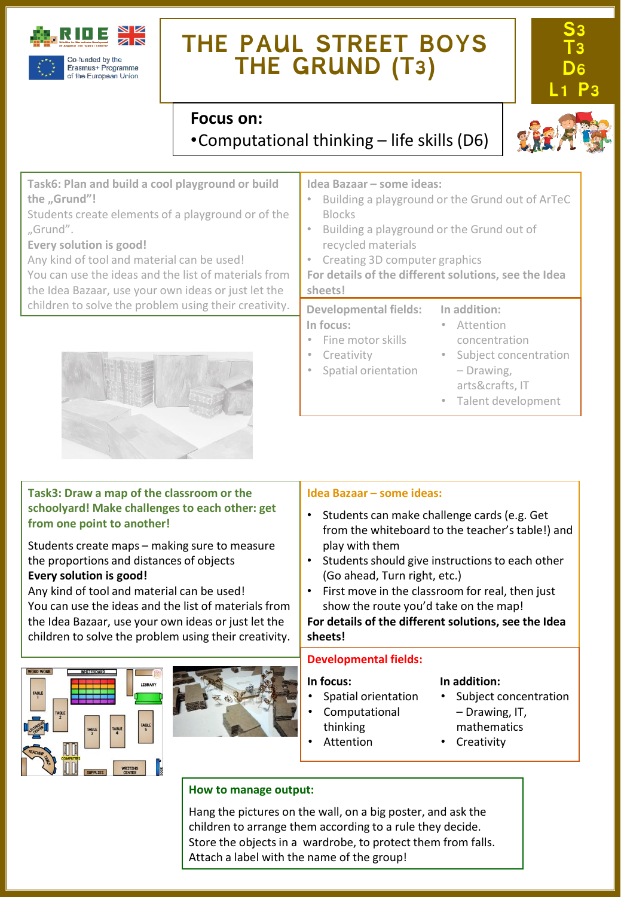Co-funded by the Erasmus+ Programme of the European Union

# THE PAUL STREET BOYS THE GRUND (T3)

S3 T3 D6 L1 P3

## Focus on:

- Computational thinking – life skills (D6)

**Task6: Plan and build a cool playground or build the „Grund"!**

Students create elements of a playground or of the „Grund".

**Every solution is good!**

Any kind of tool and material can be used!

You can use the ideas and the list of materials from the Idea Bazaar, use your own ideas or just let the children to solve the problem using their creativity.

**Idea Bazaar – some ideas:**

- Building a playground or the Grund out of ArTeC Blocks
- Building a playground or the Grund out of recycled materials
- Creating 3D computer graphics

**For details of the different solutions, see the Idea sheets!**

**Developmental fields:**

**In focus:**

- Fine motor skills
- Creativity
- Spatial orientation

**In addition:**

- Attention concentration
- Subject concentration – Drawing, arts&crafts, IT
- Talent development

**Task3: Draw a map of the classroom or the schoolyard! Make challenges to each other: get from one point to another!**

Students create maps – making sure to measure the proportions and distances of objects

**Every solution is good!**

Any kind of tool and material can be used!

You can use the ideas and the list of materials from the Idea Bazaar, use your own ideas or just let the children to solve the problem using their creativity.

**Idea Bazaar – some ideas:**

- Students can make challenge cards (e.g. Get from the whiteboard to the teacher's table!) and play with them
- Students should give instructions to each other (Go ahead, Turn right, etc.)
- First move in the classroom for real, then just show the route you'd take on the map!

**For details of the different solutions, see the Idea sheets!**

**Developmental fields:**

**In focus:**

- Spatial orientation
- Computational thinking
- Attention

**In addition:**

- Subject concentration – Drawing, IT, mathematics
- Creativity

**How to manage output:**

Hang the pictures on the wall, on a big poster, and ask the children to arrange them according to a rule they decide.
Store the objects in a wardrobe, to protect them from falls.
Attach a label with the name of the group!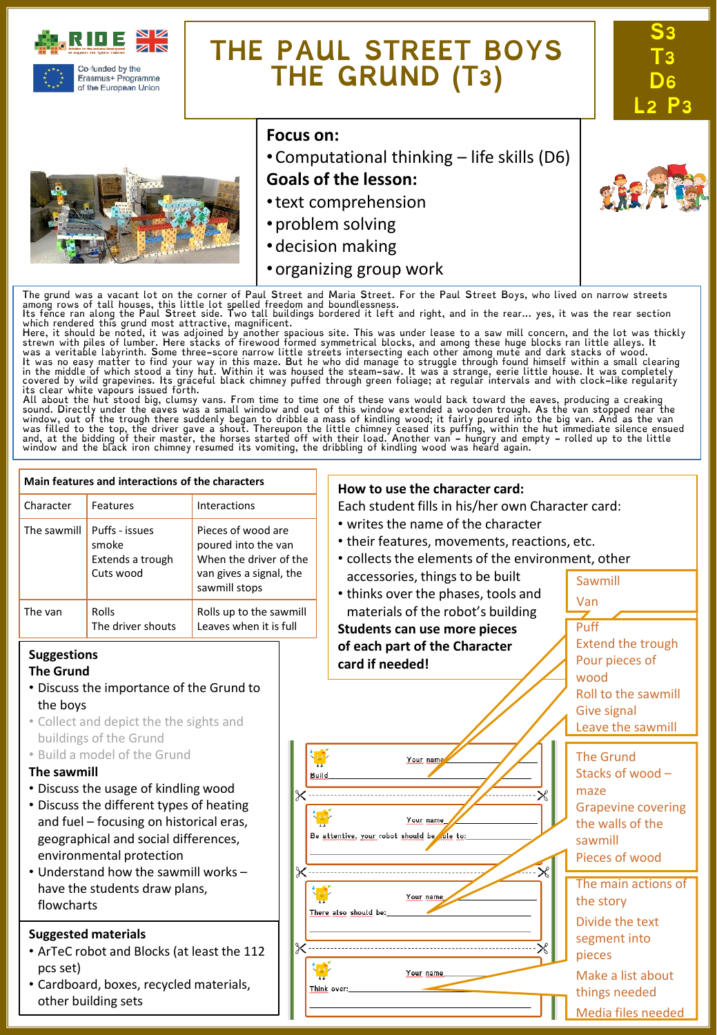# THE PAUL STREET BOYS THE GRUND (T3)

S3 T3 D6 L2 P3

Co-funded by the Erasmus+ Programme of the European Union

**Focus on:**

- Computational thinking – life skills (D6)

**Goals of the lesson:**

- text comprehension
- problem solving
- decision making
- organizing group work

The grund was a vacant lot on the corner of Paul Street and Maria Street. For the Paul Street Boys, who lived on narrow streets among rows of tall houses, this little lot spelled freedom and boundlessness.
Its fence ran along the Paul Street side. Two tall buildings bordered it left and right, and in the rear... yes, it was the rear section which rendered this grund most attractive, magnificent.
Here, it should be noted, it was adjoined by another spacious site. This was under lease to a saw mill concern, and the lot was thickly strewn with piles of lumber. Here stacks of firewood formed symmetrical blocks, and among these huge blocks ran little alleys. It was a veritable labyrinth. Some three-score narrow little streets intersecting each other among mute and dark stacks of wood.
It was no easy matter to find your way in this maze. But he who did manage to struggle through found himself within a small clearing in the middle of which stood a tiny hut. Within it was housed the steam-saw. It was a strange, eerie little house. It was completely covered by wild grapevines. Its graceful black chimney puffed through green foliage; at regular intervals and with clock-like regularity its clear white vapours issued forth.
All about the hut stood big, clumsy vans. From time to time one of these vans would back toward the eaves, producing a creaking sound. Directly under the eaves was a small window and out of this window extended a wooden trough. As the van stopped near the window, out of the trough there suddenly began to dribble a mass of kindling wood; it fairly poured into the big van. And as the van was filled to the top, the driver gave a shout. Thereupon the little chimney ceased its puffing, within the hut immediate silence ensued and, at the bidding of their master, the horses started off with their load. Another van – hungry and empty – rolled up to the little window and the black iron chimney resumed its vomiting, the dribbling of kindling wood was heard again.

**Main features and interactions of the characters**

| Character | Features | Interactions |
|---|---|---|
| The sawmill | Puffs - issues smoke<br>Extends a trough<br>Cuts wood | Pieces of wood are poured into the van<br>When the driver of the van gives a signal, the sawmill stops |
| The van | Rolls<br>The driver shouts | Rolls up to the sawmill<br>Leaves when it is full |

**Suggestions**

**The Grund**

- Discuss the importance of the Grund to the boys
- Collect and depict the the sights and buildings of the Grund
- Build a model of the Grund

**The sawmill**

- Discuss the usage of kindling wood
- Discuss the different types of heating and fuel – focusing on historical eras, geographical and social differences, environmental protection
- Understand how the sawmill works – have the students draw plans, flowcharts

**Suggested materials**

- ArTeC robot and Blocks (at least the 112 pcs set)
- Cardboard, boxes, recycled materials, other building sets

**How to use the character card:**

Each student fills in his/her own Character card:

- writes the name of the character
- their features, movements, reactions, etc.
- collects the elements of the environment, other accessories, things to be built
- thinks over the phases, tools and materials of the robot's building

**Students can use more pieces of each part of the Character card if needed!**

Your name
Build

Your name
Be attentive, your robot should be able to:

Your name
There also should be:

Your name
Think over:

Sawmill
Van

Puff
Extend the trough
Pour pieces of wood
Roll to the sawmill
Give signal
Leave the sawmill

The Grund
Stacks of wood – maze
Grapevine covering the walls of the sawmill
Pieces of wood

The main actions of the story
Divide the text segment into pieces
Make a list about things needed
Media files needed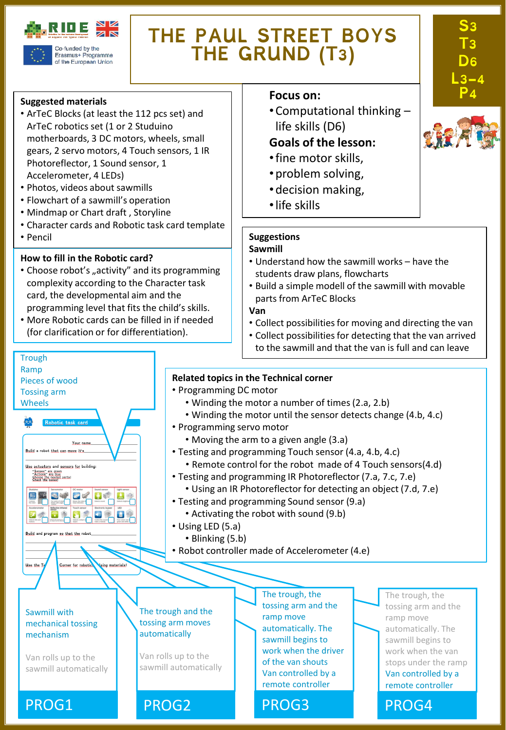# THE PAUL STREET BOYS THE GRUND (T3)

S3
T3
D6
L3–4
P4

Co-funded by the Erasmus+ Programme of the European Union

**Suggested materials**

- ArTeC Blocks (at least the 112 pcs set) and ArTeC robotics set (1 or 2 Studuino motherboards, 3 DC motors, wheels, small gears, 2 servo motors, 4 Touch sensors, 1 IR Photoreflector, 1 Sound sensor, 1 Accelerometer, 4 LEDs)
- Photos, videos about sawmills
- Flowchart of a sawmill's operation
- Mindmap or Chart draft , Storyline
- Character cards and Robotic task card template
- Pencil

**How to fill in the Robotic card?**

- Choose robot's „activity" and its programming complexity according to the Character task card, the developmental aim and the programming level that fits the child's skills.
- More Robotic cards can be filled in if needed (for clarification or for differentiation).

**Focus on:**

- Computational thinking – life skills (D6)

**Goals of the lesson:**

- fine motor skills,
- problem solving,
- decision making,
- life skills

**Suggestions**

**Sawmill**

- Understand how the sawmill works – have the students draw plans, flowcharts
- Build a simple modell of the sawmill with movable parts from ArTeC Blocks

**Van**

- Collect possibilities for moving and directing the van
- Collect possibilities for detecting that the van arrived to the sawmill and that the van is full and can leave

Trough
Ramp
Pieces of wood
Tossing arm
Wheels

**Related topics in the Technical corner**

- Programming DC motor
  - Winding the motor a number of times (2.a, 2.b)
  - Winding the motor until the sensor detects change (4.b, 4.c)
- Programming servo motor
  - Moving the arm to a given angle (3.a)
- Testing and programming Touch sensor (4.a, 4.b, 4.c)
  - Remote control for the robot made of 4 Touch sensors(4.d)
- Testing and programming IR Photoreflector (7.a, 7.c, 7.e)
  - Using an IR Photoreflector for detecting an object (7.d, 7.e)
- Testing and programming Sound sensor (9.a)
  - Activating the robot with sound (9.b)
- Using LED (5.a)
  - Blinking (5.b)
- Robot controller made of Accelerometer (4.e)

Robotic task card

**PROG1**
Sawmill with mechanical tossing mechanism
Van rolls up to the sawmill automatically

**PROG2**
The trough and the tossing arm moves automatically
Van rolls up to the sawmill automatically

**PROG3**
The trough, the tossing arm and the ramp move automatically. The sawmill begins to work when the driver of the van shouts
Van controlled by a remote controller

**PROG4**
The trough, the tossing arm and the ramp move automatically. The sawmill begins to work when the van stops under the ramp
Van controlled by a remote controller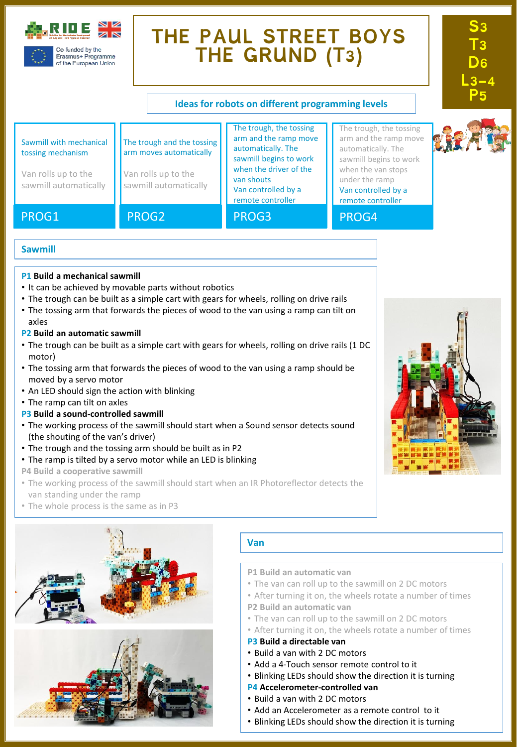# THE PAUL STREET BOYS THE GRUND (T3)

S3 T3 D6 L3–4 P5

Co-funded by the Erasmus+ Programme of the European Union

**Ideas for robots on different programming levels**

| PROG1 | PROG2 | PROG3 | PROG4 |
|---|---|---|---|
| Sawmill with mechanical tossing mechanism | The trough and the tossing arm moves automatically | The trough, the tossing arm and the ramp move automatically. The sawmill begins to work when the driver of the van shouts | The trough, the tossing arm and the ramp move automatically. The sawmill begins to work when the van stops under the ramp |
| Van rolls up to the sawmill automatically | Van rolls up to the sawmill automatically | Van controlled by a remote controller | Van controlled by a remote controller |

## Sawmill

**P1 Build a mechanical sawmill**
- It can be achieved by movable parts without robotics
- The trough can be built as a simple cart with gears for wheels, rolling on drive rails
- The tossing arm that forwards the pieces of wood to the van using a ramp can tilt on axles

**P2 Build an automatic sawmill**
- The trough can be built as a simple cart with gears for wheels, rolling on drive rails (1 DC motor)
- The tossing arm that forwards the pieces of wood to the van using a ramp should be moved by a servo motor
- An LED should sign the action with blinking
- The ramp can tilt on axles

**P3 Build a sound-controlled sawmill**
- The working process of the sawmill should start when a Sound sensor detects sound (the shouting of the van's driver)
- The trough and the tossing arm should be built as in P2
- The ramp is tilted by a servo motor while an LED is blinking

**P4 Build a cooperative sawmill**
- The working process of the sawmill should start when an IR Photoreflector detects the van standing under the ramp
- The whole process is the same as in P3

## Van

**P1 Build an automatic van**
- The van can roll up to the sawmill on 2 DC motors
- After turning it on, the wheels rotate a number of times

**P2 Build an automatic van**
- The van can roll up to the sawmill on 2 DC motors
- After turning it on, the wheels rotate a number of times

**P3 Build a directable van**
- Build a van with 2 DC motors
- Add a 4-Touch sensor remote control to it
- Blinking LEDs should show the direction it is turning

**P4 Accelerometer-controlled van**
- Build a van with 2 DC motors
- Add an Accelerometer as a remote control to it
- Blinking LEDs should show the direction it is turning